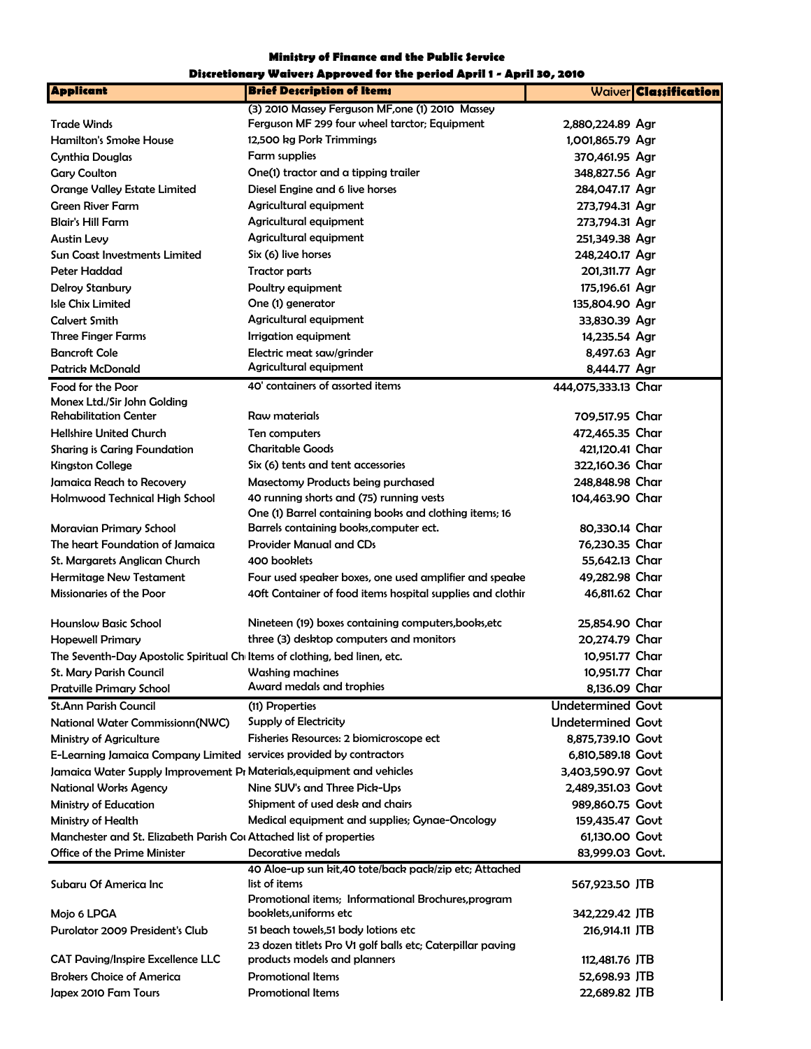**Ministry of Finance and the Public Service**

**Discretionary Waivers Approved for the period April 1 - April 30, 2010**

| Applicant | Brief Description of Items | Waiver | Classification |
|---|---|---|---|
| Trade Winds | (3) 2010 Massey Ferguson MF,one (1) 2010 Massey Ferguson MF 299 four wheel tarctor; Equipment | 2,880,224.89 | Agr |
| Hamilton's Smoke House | 12,500 kg Pork Trimmings | 1,001,865.79 | Agr |
| Cynthia Douglas | Farm supplies | 370,461.95 | Agr |
| Gary Coulton | One(1) tractor and a tipping trailer | 348,827.56 | Agr |
| Orange Valley Estate Limited | Diesel Engine and 6 live horses | 284,047.17 | Agr |
| Green River Farm | Agricultural equipment | 273,794.31 | Agr |
| Blair's Hill Farm | Agricultural equipment | 273,794.31 | Agr |
| Austin Levy | Agricultural equipment | 251,349.38 | Agr |
| Sun Coast Investments Limited | Six (6) live horses | 248,240.17 | Agr |
| Peter Haddad | Tractor parts | 201,311.77 | Agr |
| Delroy Stanbury | Poultry equipment | 175,196.61 | Agr |
| Isle Chix Limited | One (1) generator | 135,804.90 | Agr |
| Calvert Smith | Agricultural equipment | 33,830.39 | Agr |
| Three Finger Farms | Irrigation equipment | 14,235.54 | Agr |
| Bancroft Cole | Electric meat saw/grinder | 8,497.63 | Agr |
| Patrick McDonald | Agricultural equipment | 8,444.77 | Agr |
| Food for the Poor | 40' containers of assorted items | 444,075,333.13 | Char |
| Monex Ltd./Sir John Golding Rehabilitation Center | Raw materials | 709,517.95 | Char |
| Hellshire United Church | Ten computers | 472,465.35 | Char |
| Sharing is Caring Foundation | Charitable Goods | 421,120.41 | Char |
| Kingston College | Six (6) tents and tent accessories | 322,160.36 | Char |
| Jamaica Reach to Recovery | Masectomy Products being purchased | 248,848.98 | Char |
| Holmwood Technical High School | 40 running shorts and (75) running vests | 104,463.90 | Char |
| Moravian Primary School | One (1) Barrel containing books and clothing items; 16 Barrels containing books,computer ect. | 80,330.14 | Char |
| The heart Foundation of Jamaica | Provider Manual and CDs | 76,230.35 | Char |
| St. Margarets Anglican Church | 400 booklets | 55,642.13 | Char |
| Hermitage New Testament | Four used speaker boxes, one used amplifier and speake | 49,282.98 | Char |
| Missionaries of the Poor | 40ft Container of food items hospital supplies and clothir | 46,811.62 | Char |
| Hounslow Basic School | Nineteen (19) boxes containing computers,books,etc | 25,854.90 | Char |
| Hopewell Primary | three (3) desktop computers and monitors | 20,274.79 | Char |
| The Seventh-Day Apostolic Spiritual Ch | Items of clothing, bed linen, etc. | 10,951.77 | Char |
| St. Mary Parish Council | Washing machines | 10,951.77 | Char |
| Pratville Primary School | Award medals and trophies | 8,136.09 | Char |
| St.Ann Parish Council | (11) Properties | Undetermined | Govt |
| National Water Commissionn(NWC) | Supply of Electricity | Undetermined | Govt |
| Ministry of Agriculture | Fisheries Resources: 2 biomicroscope ect | 8,875,739.10 | Govt |
| E-Learning Jamaica Company Limited | services provided by contractors | 6,810,589.18 | Govt |
| Jamaica Water Supply Improvement Pr | Materials,equipment and vehicles | 3,403,590.97 | Govt |
| National Works Agency | Nine SUV's and Three Pick-Ups | 2,489,351.03 | Govt |
| Ministry of Education | Shipment of used desk and chairs | 989,860.75 | Govt |
| Ministry of Health | Medical equipment and supplies; Gynae-Oncology | 159,435.47 | Govt |
| Manchester and St. Elizabeth Parish Co | Attached list of properties | 61,130.00 | Govt |
| Office of the Prime Minister | Decorative medals | 83,999.03 | Govt. |
| Subaru Of America Inc | 40 Aloe-up sun kit,40 tote/back pack/zip etc; Attached list of items | 567,923.50 | JTB |
| Mojo 6 LPGA | Promotional items; Informational Brochures,program booklets,uniforms etc | 342,229.42 | JTB |
| Purolator 2009 President's Club | 51 beach towels,51 body lotions etc | 216,914.11 | JTB |
| CAT Paving/Inspire Excellence LLC | 23 dozen titlets Pro V1 golf balls etc; Caterpillar paving products models and planners | 112,481.76 | JTB |
| Brokers Choice of America | Promotional Items | 52,698.93 | JTB |
| Japex 2010 Fam Tours | Promotional Items | 22,689.82 | JTB |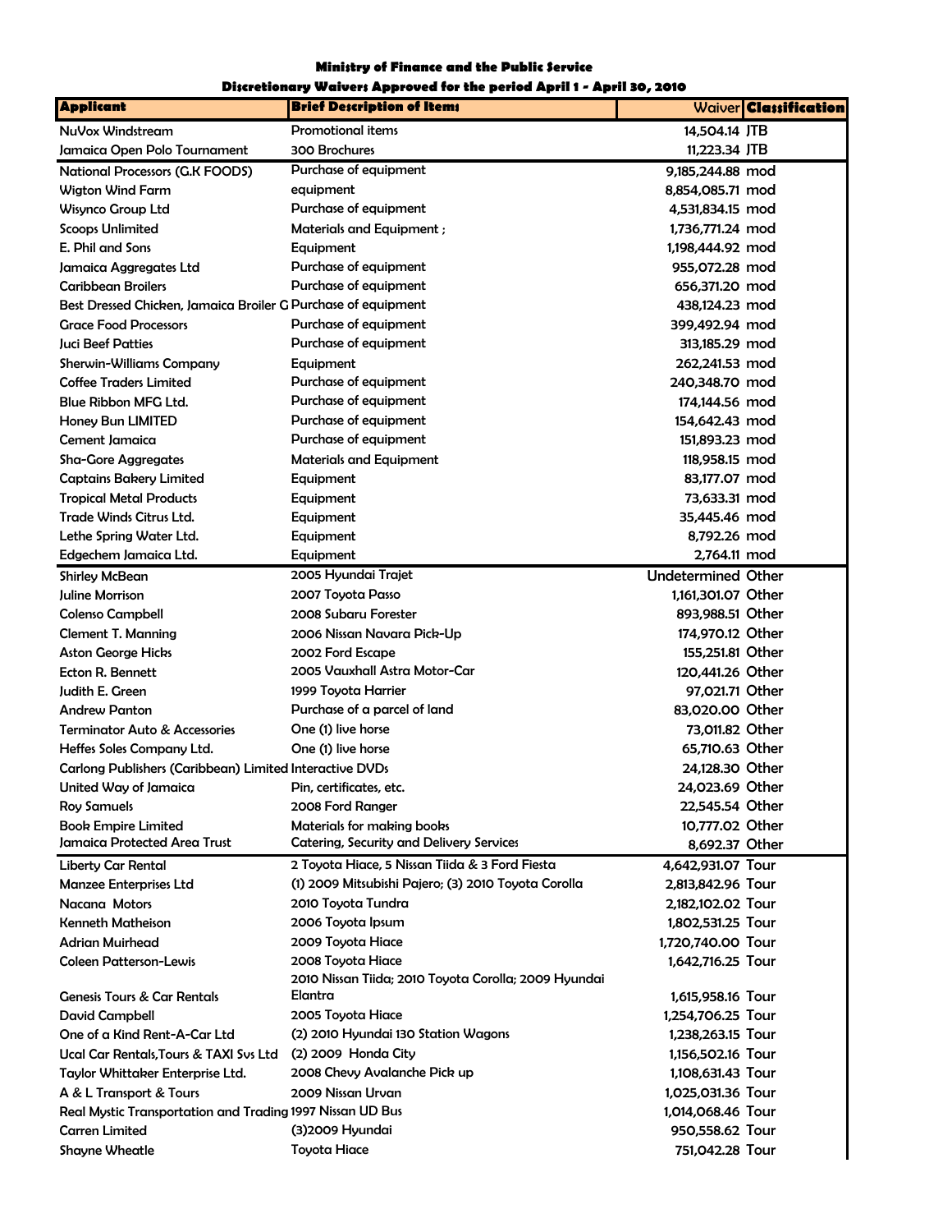**Ministry of Finance and the Public Service**

**Discretionary Waivers Approved for the period April 1 - April 30, 2010**

| Applicant | Brief Description of Items | Waiver | Classification |
|---|---|---|---|
| NuVox Windstream | Promotional items | 14,504.14 | JTB |
| Jamaica Open Polo Tournament | 300 Brochures | 11,223.34 | JTB |
| National Processors (G.K FOODS) | Purchase of equipment | 9,185,244.88 | mod |
| Wigton Wind Farm | equipment | 8,854,085.71 | mod |
| Wisynco Group Ltd | Purchase of equipment | 4,531,834.15 | mod |
| Scoops Unlimited | Materials and Equipment ; | 1,736,771.24 | mod |
| E. Phil and Sons | Equipment | 1,198,444.92 | mod |
| Jamaica Aggregates Ltd | Purchase of equipment | 955,072.28 | mod |
| Caribbean Broilers | Purchase of equipment | 656,371.20 | mod |
| Best Dressed Chicken, Jamaica Broiler G | Purchase of equipment | 438,124.23 | mod |
| Grace Food Processors | Purchase of equipment | 399,492.94 | mod |
| Juci Beef Patties | Purchase of equipment | 313,185.29 | mod |
| Sherwin-Williams Company | Equipment | 262,241.53 | mod |
| Coffee Traders Limited | Purchase of equipment | 240,348.70 | mod |
| Blue Ribbon MFG Ltd. | Purchase of equipment | 174,144.56 | mod |
| Honey Bun LIMITED | Purchase of equipment | 154,642.43 | mod |
| Cement Jamaica | Purchase of equipment | 151,893.23 | mod |
| Sha-Gore Aggregates | Materials and Equipment | 118,958.15 | mod |
| Captains Bakery Limited | Equipment | 83,177.07 | mod |
| Tropical Metal Products | Equipment | 73,633.31 | mod |
| Trade Winds Citrus Ltd. | Equipment | 35,445.46 | mod |
| Lethe Spring Water Ltd. | Equipment | 8,792.26 | mod |
| Edgechem Jamaica Ltd. | Equipment | 2,764.11 | mod |
| Shirley McBean | 2005 Hyundai Trajet | Undetermined | Other |
| Juline Morrison | 2007 Toyota Passo | 1,161,301.07 | Other |
| Colenso Campbell | 2008 Subaru Forester | 893,988.51 | Other |
| Clement T. Manning | 2006 Nissan Navara Pick-Up | 174,970.12 | Other |
| Aston George Hicks | 2002 Ford Escape | 155,251.81 | Other |
| Ecton R. Bennett | 2005 Vauxhall Astra Motor-Car | 120,441.26 | Other |
| Judith E. Green | 1999 Toyota Harrier | 97,021.71 | Other |
| Andrew Panton | Purchase of a parcel of land | 83,020.00 | Other |
| Terminator Auto & Accessories | One (1) live horse | 73,011.82 | Other |
| Heffes Soles Company Ltd. | One (1) live horse | 65,710.63 | Other |
| Carlong Publishers (Caribbean) Limited | Interactive DVDs | 24,128.30 | Other |
| United Way of Jamaica | Pin, certificates, etc. | 24,023.69 | Other |
| Roy Samuels | 2008 Ford Ranger | 22,545.54 | Other |
| Book Empire Limited | Materials for making books | 10,777.02 | Other |
| Jamaica Protected Area Trust | Catering, Security and Delivery Services | 8,692.37 | Other |
| Liberty Car Rental | 2 Toyota Hiace, 5 Nissan Tiida & 3 Ford Fiesta | 4,642,931.07 | Tour |
| Manzee Enterprises Ltd | (1) 2009 Mitsubishi Pajero; (3) 2010 Toyota Corolla | 2,813,842.96 | Tour |
| Nacana Motors | 2010 Toyota Tundra | 2,182,102.02 | Tour |
| Kenneth Matheison | 2006 Toyota Ipsum | 1,802,531.25 | Tour |
| Adrian Muirhead | 2009 Toyota Hiace | 1,720,740.00 | Tour |
| Coleen Patterson-Lewis | 2008 Toyota Hiace | 1,642,716.25 | Tour |
| Genesis Tours & Car Rentals | 2010 Nissan Tiida; 2010 Toyota Corolla; 2009 Hyundai Elantra | 1,615,958.16 | Tour |
| David Campbell | 2005 Toyota Hiace | 1,254,706.25 | Tour |
| One of a Kind Rent-A-Car Ltd | (2) 2010 Hyundai 130 Station Wagons | 1,238,263.15 | Tour |
| Ucal Car Rentals,Tours & TAXI Svs Ltd | (2) 2009 Honda City | 1,156,502.16 | Tour |
| Taylor Whittaker Enterprise Ltd. | 2008 Chevy Avalanche Pick up | 1,108,631.43 | Tour |
| A & L Transport & Tours | 2009 Nissan Urvan | 1,025,031.36 | Tour |
| Real Mystic Transportation and Trading | 1997 Nissan UD Bus | 1,014,068.46 | Tour |
| Carren Limited | (3)2009 Hyundai | 950,558.62 | Tour |
| Shayne Wheatle | Toyota Hiace | 751,042.28 | Tour |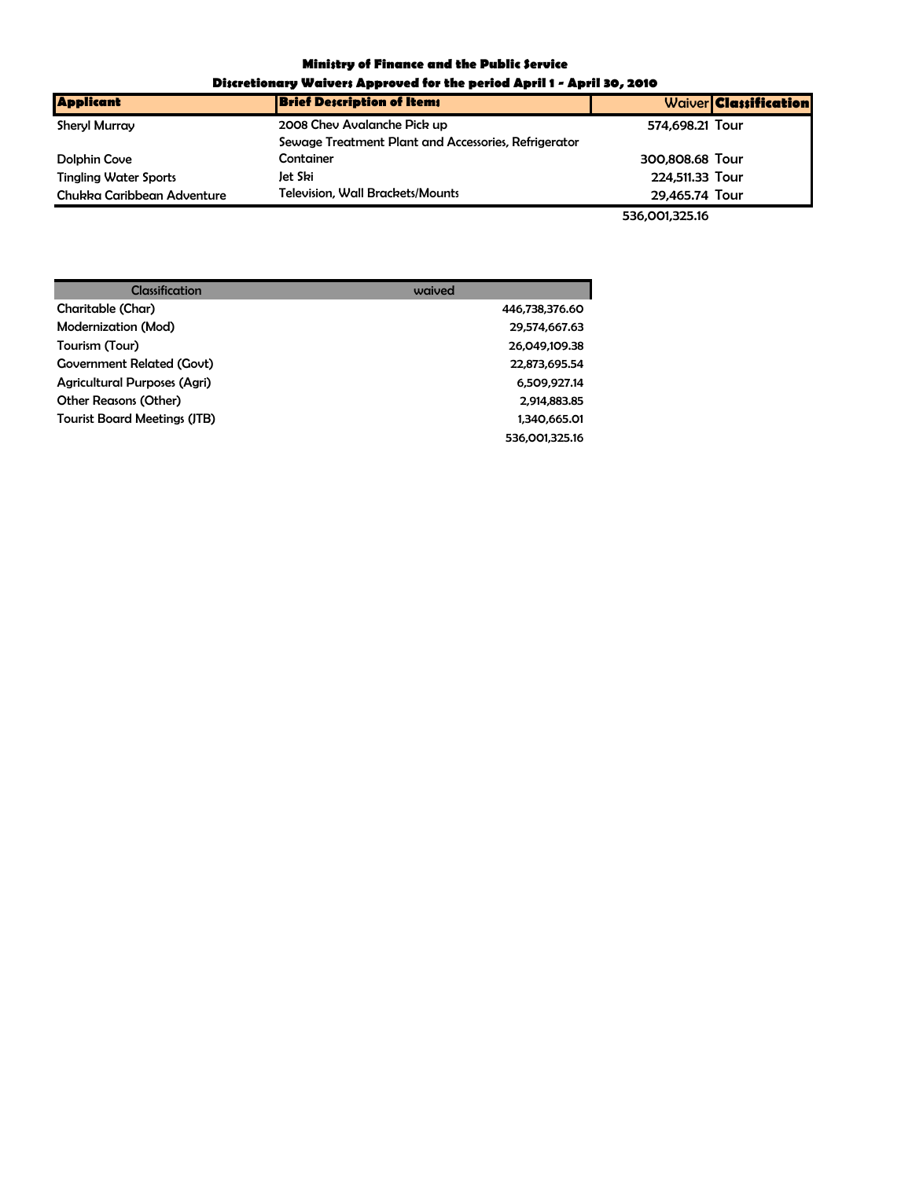## Ministry of Finance and the Public Service

### Discretionary Waivers Approved for the period April 1 - April 30, 2010

| Applicant | Brief Description of Items | Waiver | Classification |
|---|---|---|---|
| Sheryl Murray | 2008 Chev Avalanche Pick up | 574,698.21 | Tour |
| Dolphin Cove | Sewage Treatment Plant and Accessories, Refrigerator Container | 300,808.68 | Tour |
| Tingling Water Sports | Jet Ski | 224,511.33 | Tour |
| Chukka Caribbean Adventure | Television, Wall Brackets/Mounts | 29,465.74 | Tour |
| | | 536,001,325.16 | |

| Classification | waived |
|---|---|
| Charitable (Char) | 446,738,376.60 |
| Modernization (Mod) | 29,574,667.63 |
| Tourism (Tour) | 26,049,109.38 |
| Government Related (Govt) | 22,873,695.54 |
| Agricultural Purposes (Agri) | 6,509,927.14 |
| Other Reasons (Other) | 2,914,883.85 |
| Tourist Board Meetings (JTB) | 1,340,665.01 |
| | 536,001,325.16 |